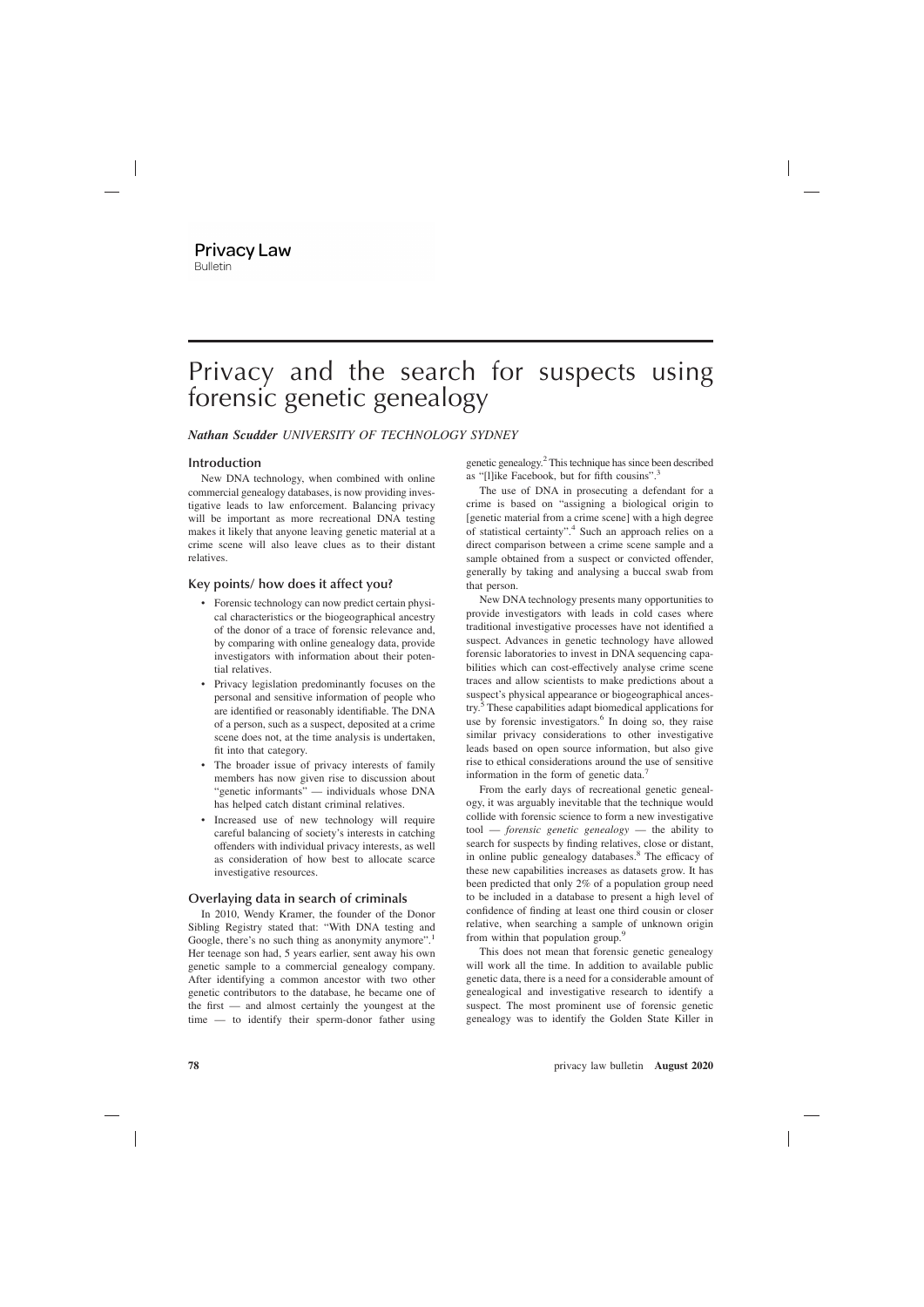# Privacy and the search for suspects using forensic genetic genealogy

***Nathan Scudder*** *UNIVERSITY OF TECHNOLOGY SYDNEY*

## Introduction

New DNA technology, when combined with online commercial genealogy databases, is now providing investigative leads to law enforcement. Balancing privacy will be important as more recreational DNA testing makes it likely that anyone leaving genetic material at a crime scene will also leave clues as to their distant relatives.

## Key points/ how does it affect you?

- Forensic technology can now predict certain physical characteristics or the biogeographical ancestry of the donor of a trace of forensic relevance and, by comparing with online genealogy data, provide investigators with information about their potential relatives.
- Privacy legislation predominantly focuses on the personal and sensitive information of people who are identified or reasonably identifiable. The DNA of a person, such as a suspect, deposited at a crime scene does not, at the time analysis is undertaken, fit into that category.
- The broader issue of privacy interests of family members has now given rise to discussion about "genetic informants" — individuals whose DNA has helped catch distant criminal relatives.
- Increased use of new technology will require careful balancing of society's interests in catching offenders with individual privacy interests, as well as consideration of how best to allocate scarce investigative resources.

## Overlaying data in search of criminals

In 2010, Wendy Kramer, the founder of the Donor Sibling Registry stated that: "With DNA testing and Google, there's no such thing as anonymity anymore".[1] Her teenage son had, 5 years earlier, sent away his own genetic sample to a commercial genealogy company. After identifying a common ancestor with two other genetic contributors to the database, he became one of the first — and almost certainly the youngest at the time — to identify their sperm-donor father using genetic genealogy.[2] This technique has since been described as "[l]ike Facebook, but for fifth cousins".[3]

The use of DNA in prosecuting a defendant for a crime is based on "assigning a biological origin to [genetic material from a crime scene] with a high degree of statistical certainty".[4] Such an approach relies on a direct comparison between a crime scene sample and a sample obtained from a suspect or convicted offender, generally by taking and analysing a buccal swab from that person.

New DNA technology presents many opportunities to provide investigators with leads in cold cases where traditional investigative processes have not identified a suspect. Advances in genetic technology have allowed forensic laboratories to invest in DNA sequencing capabilities which can cost-effectively analyse crime scene traces and allow scientists to make predictions about a suspect's physical appearance or biogeographical ancestry.[5] These capabilities adapt biomedical applications for use by forensic investigators.[6] In doing so, they raise similar privacy considerations to other investigative leads based on open source information, but also give rise to ethical considerations around the use of sensitive information in the form of genetic data.[7]

From the early days of recreational genetic genealogy, it was arguably inevitable that the technique would collide with forensic science to form a new investigative tool — *forensic genetic genealogy* — the ability to search for suspects by finding relatives, close or distant, in online public genealogy databases.[8] The efficacy of these new capabilities increases as datasets grow. It has been predicted that only 2% of a population group need to be included in a database to present a high level of confidence of finding at least one third cousin or closer relative, when searching a sample of unknown origin from within that population group.[9]

This does not mean that forensic genetic genealogy will work all the time. In addition to available public genetic data, there is a need for a considerable amount of genealogical and investigative research to identify a suspect. The most prominent use of forensic genetic genealogy was to identify the Golden State Killer in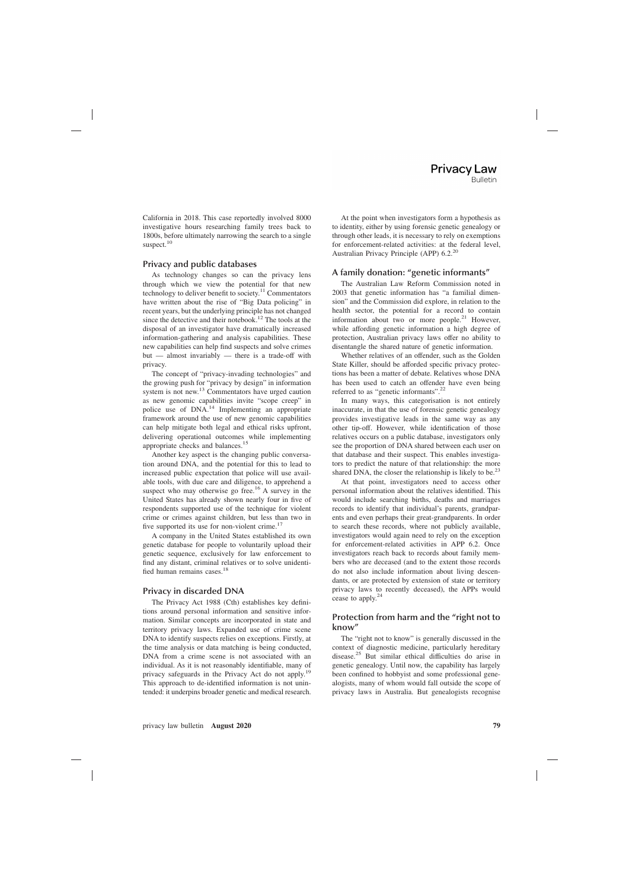California in 2018. This case reportedly involved 8000 investigative hours researching family trees back to 1800s, before ultimately narrowing the search to a single suspect.[10]

## Privacy and public databases

As technology changes so can the privacy lens through which we view the potential for that new technology to deliver benefit to society.[11] Commentators have written about the rise of "Big Data policing" in recent years, but the underlying principle has not changed since the detective and their notebook.[12] The tools at the disposal of an investigator have dramatically increased information-gathering and analysis capabilities. These new capabilities can help find suspects and solve crimes but — almost invariably — there is a trade-off with privacy.

The concept of "privacy-invading technologies" and the growing push for "privacy by design" in information system is not new.[13] Commentators have urged caution as new genomic capabilities invite "scope creep" in police use of DNA.[14] Implementing an appropriate framework around the use of new genomic capabilities can help mitigate both legal and ethical risks upfront, delivering operational outcomes while implementing appropriate checks and balances.[15]

Another key aspect is the changing public conversation around DNA, and the potential for this to lead to increased public expectation that police will use available tools, with due care and diligence, to apprehend a suspect who may otherwise go free.[16] A survey in the United States has already shown nearly four in five of respondents supported use of the technique for violent crime or crimes against children, but less than two in five supported its use for non-violent crime.[17]

A company in the United States established its own genetic database for people to voluntarily upload their genetic sequence, exclusively for law enforcement to find any distant, criminal relatives or to solve unidentified human remains cases.[18]

## Privacy in discarded DNA

The Privacy Act 1988 (Cth) establishes key definitions around personal information and sensitive information. Similar concepts are incorporated in state and territory privacy laws. Expanded use of crime scene DNA to identify suspects relies on exceptions. Firstly, at the time analysis or data matching is being conducted, DNA from a crime scene is not associated with an individual. As it is not reasonably identifiable, many of privacy safeguards in the Privacy Act do not apply.[19] This approach to de-identified information is not unintended: it underpins broader genetic and medical research.

At the point when investigators form a hypothesis as to identity, either by using forensic genetic genealogy or through other leads, it is necessary to rely on exemptions for enforcement-related activities: at the federal level, Australian Privacy Principle (APP) 6.2.[20]

## A family donation: "genetic informants"

The Australian Law Reform Commission noted in 2003 that genetic information has "a familial dimension" and the Commission did explore, in relation to the health sector, the potential for a record to contain information about two or more people.[21] However, while affording genetic information a high degree of protection, Australian privacy laws offer no ability to disentangle the shared nature of genetic information.

Whether relatives of an offender, such as the Golden State Killer, should be afforded specific privacy protections has been a matter of debate. Relatives whose DNA has been used to catch an offender have even being referred to as "genetic informants".[22]

In many ways, this categorisation is not entirely inaccurate, in that the use of forensic genetic genealogy provides investigative leads in the same way as any other tip-off. However, while identification of those relatives occurs on a public database, investigators only see the proportion of DNA shared between each user on that database and their suspect. This enables investigators to predict the nature of that relationship: the more shared DNA, the closer the relationship is likely to be.[23]

At that point, investigators need to access other personal information about the relatives identified. This would include searching births, deaths and marriages records to identify that individual's parents, grandparents and even perhaps their great-grandparents. In order to search these records, where not publicly available, investigators would again need to rely on the exception for enforcement-related activities in APP 6.2. Once investigators reach back to records about family members who are deceased (and to the extent those records do not also include information about living descendants, or are protected by extension of state or territory privacy laws to recently deceased), the APPs would cease to apply.[24]

## Protection from harm and the "right not to know"

The "right not to know" is generally discussed in the context of diagnostic medicine, particularly hereditary disease.[25] But similar ethical difficulties do arise in genetic genealogy. Until now, the capability has largely been confined to hobbyist and some professional genealogists, many of whom would fall outside the scope of privacy laws in Australia. But genealogists recognise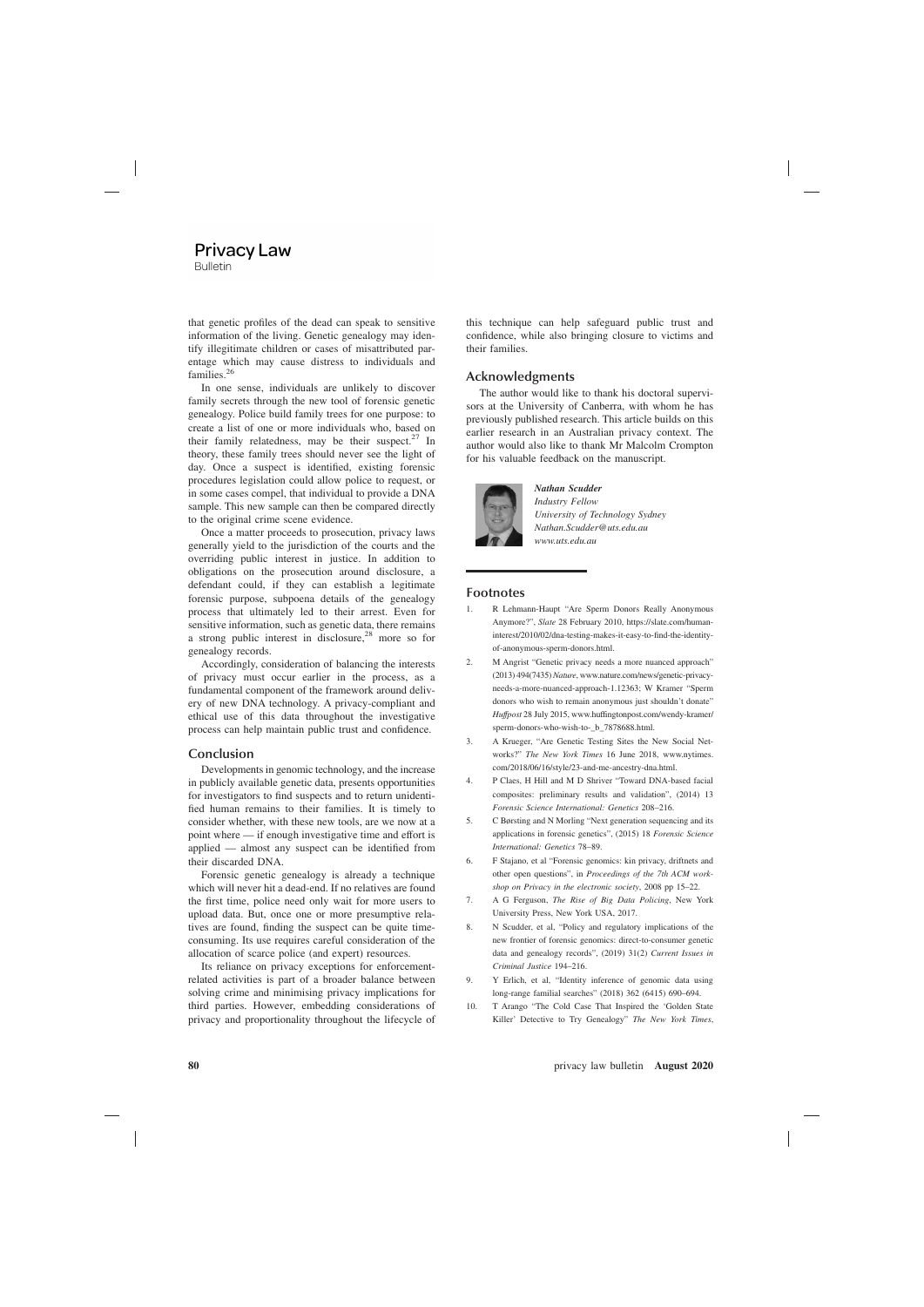that genetic profiles of the dead can speak to sensitive information of the living. Genetic genealogy may identify illegitimate children or cases of misattributed parentage which may cause distress to individuals and families.[26]

In one sense, individuals are unlikely to discover family secrets through the new tool of forensic genetic genealogy. Police build family trees for one purpose: to create a list of one or more individuals who, based on their family relatedness, may be their suspect.[27] In theory, these family trees should never see the light of day. Once a suspect is identified, existing forensic procedures legislation could allow police to request, or in some cases compel, that individual to provide a DNA sample. This new sample can then be compared directly to the original crime scene evidence.

Once a matter proceeds to prosecution, privacy laws generally yield to the jurisdiction of the courts and the overriding public interest in justice. In addition to obligations on the prosecution around disclosure, a defendant could, if they can establish a legitimate forensic purpose, subpoena details of the genealogy process that ultimately led to their arrest. Even for sensitive information, such as genetic data, there remains a strong public interest in disclosure,[28] more so for genealogy records.

Accordingly, consideration of balancing the interests of privacy must occur earlier in the process, as a fundamental component of the framework around delivery of new DNA technology. A privacy-compliant and ethical use of this data throughout the investigative process can help maintain public trust and confidence.

## Conclusion

Developments in genomic technology, and the increase in publicly available genetic data, presents opportunities for investigators to find suspects and to return unidentified human remains to their families. It is timely to consider whether, with these new tools, are we now at a point where — if enough investigative time and effort is applied — almost any suspect can be identified from their discarded DNA.

Forensic genetic genealogy is already a technique which will never hit a dead-end. If no relatives are found the first time, police need only wait for more users to upload data. But, once one or more presumptive relatives are found, finding the suspect can be quite time-consuming. Its use requires careful consideration of the allocation of scarce police (and expert) resources.

Its reliance on privacy exceptions for enforcement-related activities is part of a broader balance between solving crime and minimising privacy implications for third parties. However, embedding considerations of privacy and proportionality throughout the lifecycle of this technique can help safeguard public trust and confidence, while also bringing closure to victims and their families.

## Acknowledgments

The author would like to thank his doctoral supervisors at the University of Canberra, with whom he has previously published research. This article builds on this earlier research in an Australian privacy context. The author would also like to thank Mr Malcolm Crompton for his valuable feedback on the manuscript.

***Nathan Scudder***
*Industry Fellow*
*University of Technology Sydney*
*Nathan.Scudder@uts.edu.au*
*www.uts.edu.au*

## Footnotes

1. R Lehmann-Haupt "Are Sperm Donors Really Anonymous Anymore?", *Slate* 28 February 2010, https://slate.com/human-interest/2010/02/dna-testing-makes-it-easy-to-find-the-identity-of-anonymous-sperm-donors.html.
2. M Angrist "Genetic privacy needs a more nuanced approach" (2013) 494(7435) *Nature*, www.nature.com/news/genetic-privacy-needs-a-more-nuanced-approach-1.12363; W Kramer "Sperm donors who wish to remain anonymous just shouldn't donate" *Huffpost* 28 July 2015, www.huffingtonpost.com/wendy-kramer/sperm-donors-who-wish-to-_b_7878688.html.
3. A Krueger, "Are Genetic Testing Sites the New Social Networks?" *The New York Times* 16 June 2018, www.nytimes.com/2018/06/16/style/23-and-me-ancestry-dna.html.
4. P Claes, H Hill and M D Shriver "Toward DNA-based facial composites: preliminary results and validation", (2014) 13 *Forensic Science International: Genetics* 208–216.
5. C Børsting and N Morling "Next generation sequencing and its applications in forensic genetics", (2015) 18 *Forensic Science International: Genetics* 78–89.
6. F Stajano, et al "Forensic genomics: kin privacy, driftnets and other open questions", in *Proceedings of the 7th ACM workshop on Privacy in the electronic society*, 2008 pp 15–22.
7. A G Ferguson, *The Rise of Big Data Policing*, New York University Press, New York USA, 2017.
8. N Scudder, et al, "Policy and regulatory implications of the new frontier of forensic genomics: direct-to-consumer genetic data and genealogy records", (2019) 31(2) *Current Issues in Criminal Justice* 194–216.
9. Y Erlich, et al, "Identity inference of genomic data using long-range familial searches" (2018) 362 (6415) 690–694.
10. T Arango "The Cold Case That Inspired the 'Golden State Killer' Detective to Try Genealogy" *The New York Times*,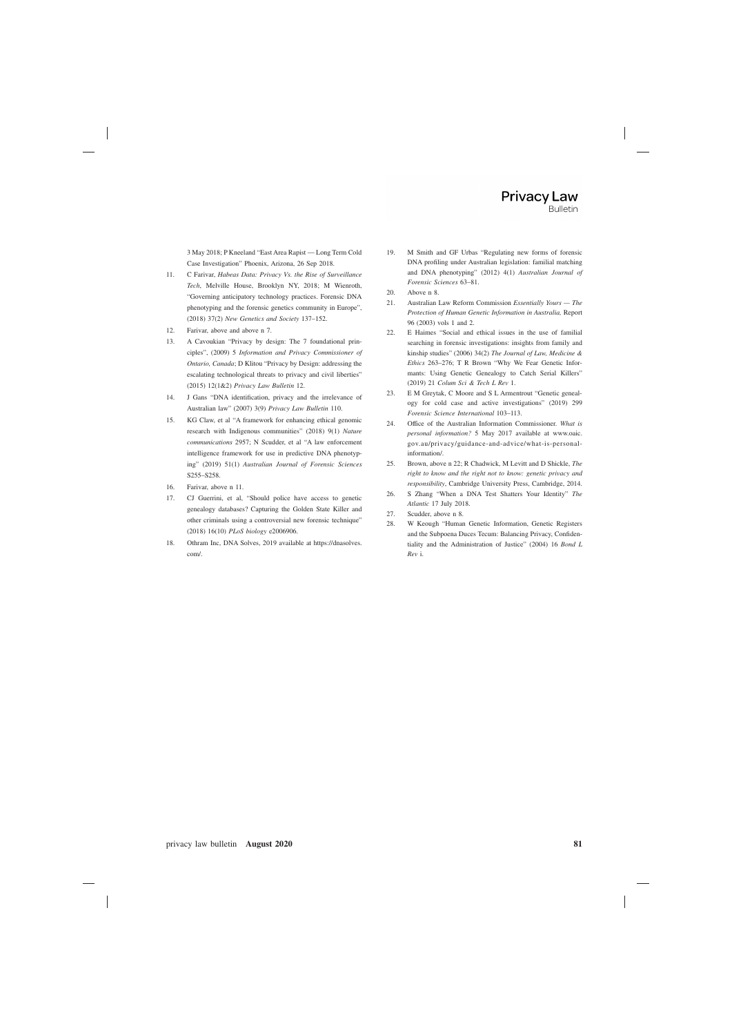3 May 2018; P Kneeland "East Area Rapist — Long Term Cold Case Investigation" Phoenix, Arizona, 26 Sep 2018.

11. C Farivar, *Habeas Data: Privacy Vs. the Rise of Surveillance Tech*, Melville House, Brooklyn NY, 2018; M Wienroth, "Governing anticipatory technology practices. Forensic DNA phenotyping and the forensic genetics community in Europe", (2018) 37(2) *New Genetics and Society* 137–152.
12. Farivar, above and above n 7.
13. A Cavoukian "Privacy by design: The 7 foundational principles", (2009) 5 *Information and Privacy Commissioner of Ontario, Canada*; D Klitou "Privacy by Design: addressing the escalating technological threats to privacy and civil liberties" (2015) 12(1&2) *Privacy Law Bulletin* 12.
14. J Gans "DNA identification, privacy and the irrelevance of Australian law" (2007) 3(9) *Privacy Law Bulletin* 110.
15. KG Claw, et al "A framework for enhancing ethical genomic research with Indigenous communities" (2018) 9(1) *Nature communications* 2957; N Scudder, et al "A law enforcement intelligence framework for use in predictive DNA phenotyping" (2019) 51(1) *Australian Journal of Forensic Sciences* S255–S258.
16. Farivar, above n 11.
17. CJ Guerrini, et al, "Should police have access to genetic genealogy databases? Capturing the Golden State Killer and other criminals using a controversial new forensic technique" (2018) 16(10) *PLoS biology* e2006906.
18. Othram Inc, DNA Solves, 2019 available at https://dnasolves.com/.
19. M Smith and GF Urbas "Regulating new forms of forensic DNA profiling under Australian legislation: familial matching and DNA phenotyping" (2012) 4(1) *Australian Journal of Forensic Sciences* 63–81.
20. Above n 8.
21. Australian Law Reform Commission *Essentially Yours — The Protection of Human Genetic Information in Australia,* Report 96 (2003) vols 1 and 2.
22. E Haimes "Social and ethical issues in the use of familial searching in forensic investigations: insights from family and kinship studies" (2006) 34(2) *The Journal of Law, Medicine & Ethics* 263–276; T R Brown "Why We Fear Genetic Informants: Using Genetic Genealogy to Catch Serial Killers" (2019) 21 *Colum Sci & Tech L Rev* 1.
23. E M Greytak, C Moore and S L Armentrout "Genetic genealogy for cold case and active investigations" (2019) 299 *Forensic Science International* 103–113.
24. Office of the Australian Information Commissioner. *What is personal information?* 5 May 2017 available at www.oaic.gov.au/privacy/guidance-and-advice/what-is-personal-information/.
25. Brown, above n 22; R Chadwick, M Levitt and D Shickle, *The right to know and the right not to know: genetic privacy and responsibility*, Cambridge University Press, Cambridge, 2014.
26. S Zhang "When a DNA Test Shatters Your Identity" *The Atlantic* 17 July 2018.
27. Scudder, above n 8.
28. W Keough "Human Genetic Information, Genetic Registers and the Subpoena Duces Tecum: Balancing Privacy, Confidentiality and the Administration of Justice" (2004) 16 *Bond L Rev* i.